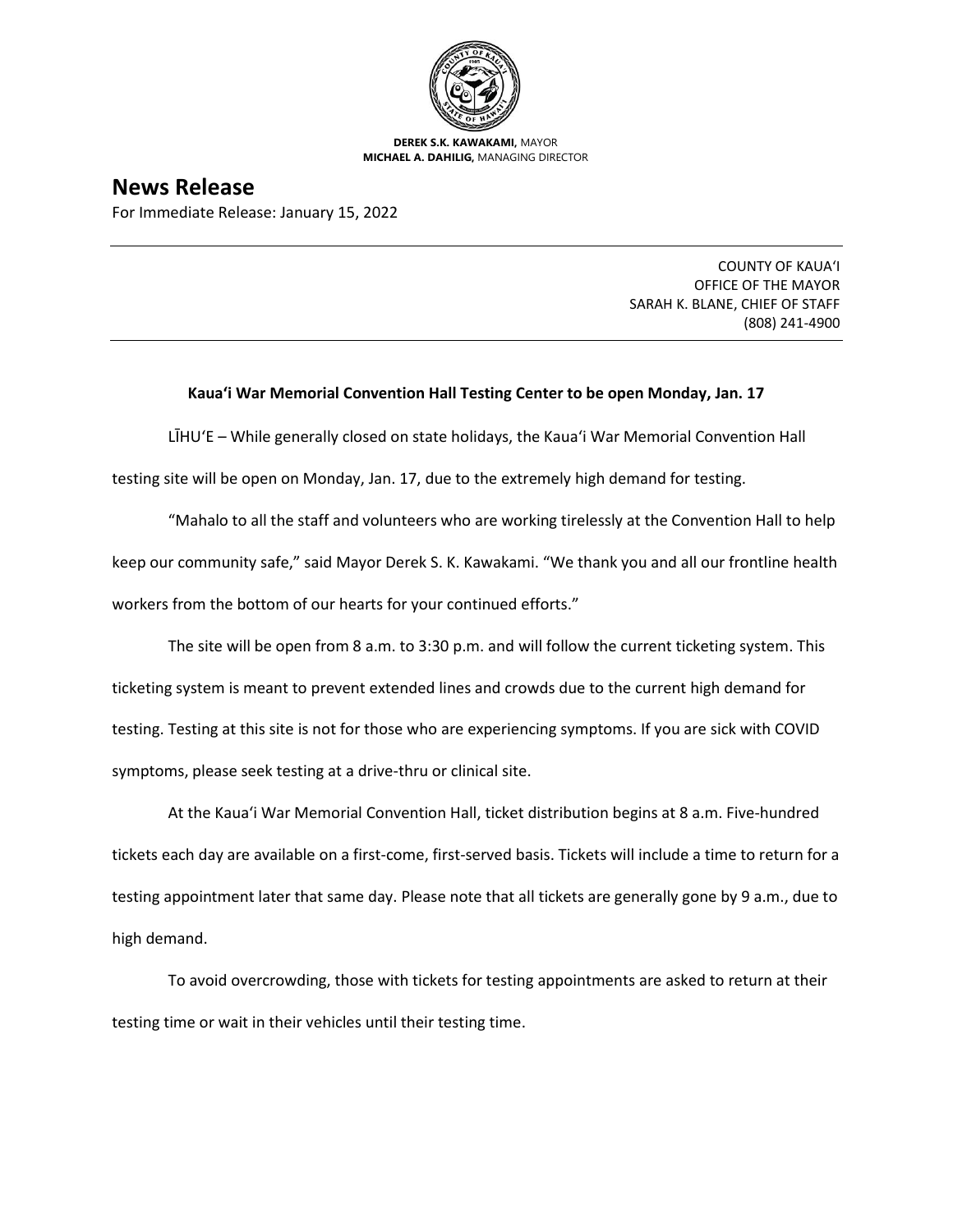**DEREK S.K. KAWAKAMI,** MAYOR
**MICHAEL A. DAHILIG,** MANAGING DIRECTOR

# News Release

For Immediate Release: January 15, 2022

COUNTY OF KAUAʻI
OFFICE OF THE MAYOR
SARAH K. BLANE, CHIEF OF STAFF
(808) 241-4900

**Kauaʻi War Memorial Convention Hall Testing Center to be open Monday, Jan. 17**

LĪHUʻE – While generally closed on state holidays, the Kauaʻi War Memorial Convention Hall testing site will be open on Monday, Jan. 17, due to the extremely high demand for testing.

"Mahalo to all the staff and volunteers who are working tirelessly at the Convention Hall to help keep our community safe," said Mayor Derek S. K. Kawakami. "We thank you and all our frontline health workers from the bottom of our hearts for your continued efforts."

The site will be open from 8 a.m. to 3:30 p.m. and will follow the current ticketing system. This ticketing system is meant to prevent extended lines and crowds due to the current high demand for testing. Testing at this site is not for those who are experiencing symptoms. If you are sick with COVID symptoms, please seek testing at a drive-thru or clinical site.

At the Kauaʻi War Memorial Convention Hall, ticket distribution begins at 8 a.m. Five-hundred tickets each day are available on a first-come, first-served basis. Tickets will include a time to return for a testing appointment later that same day. Please note that all tickets are generally gone by 9 a.m., due to high demand.

To avoid overcrowding, those with tickets for testing appointments are asked to return at their testing time or wait in their vehicles until their testing time.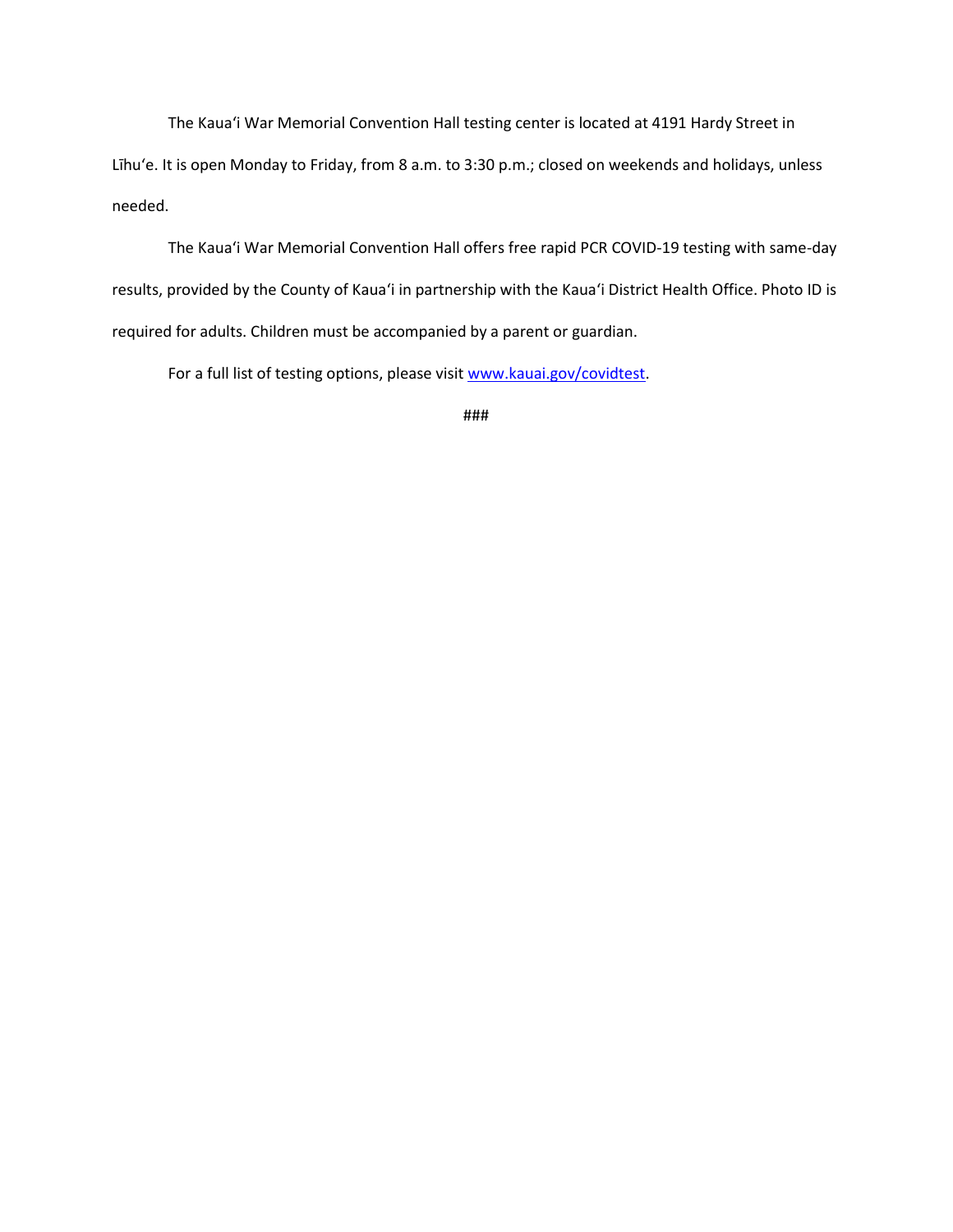The Kauaʻi War Memorial Convention Hall testing center is located at 4191 Hardy Street in Līhuʻe. It is open Monday to Friday, from 8 a.m. to 3:30 p.m.; closed on weekends and holidays, unless needed.

The Kauaʻi War Memorial Convention Hall offers free rapid PCR COVID-19 testing with same-day results, provided by the County of Kauaʻi in partnership with the Kauaʻi District Health Office. Photo ID is required for adults. Children must be accompanied by a parent or guardian.

For a full list of testing options, please visit [www.kauai.gov/covidtest](http://www.kauai.gov/covidtest).

###